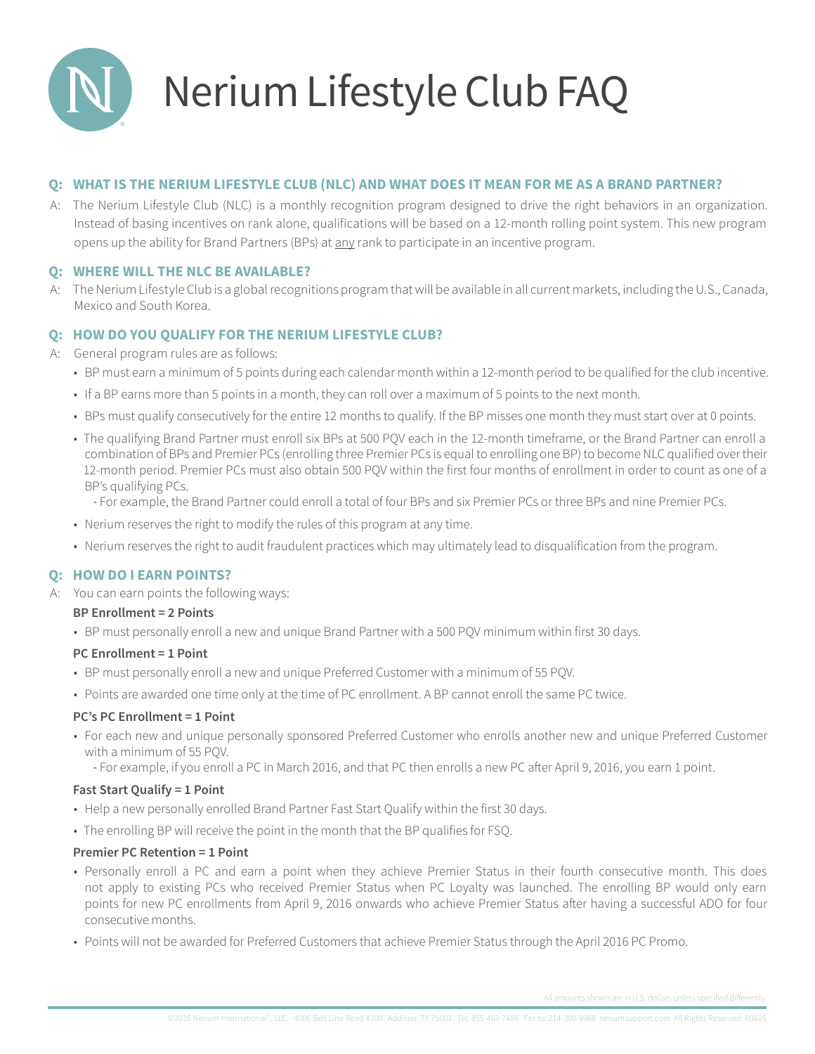# Nerium Lifestyle Club FAQ

**Q: WHAT IS THE NERIUM LIFESTYLE CLUB (NLC) AND WHAT DOES IT MEAN FOR ME AS A BRAND PARTNER?**

A: The Nerium Lifestyle Club (NLC) is a monthly recognition program designed to drive the right behaviors in an organization. Instead of basing incentives on rank alone, qualifications will be based on a 12-month rolling point system. This new program opens up the ability for Brand Partners (BPs) at <u>any</u> rank to participate in an incentive program.

**Q: WHERE WILL THE NLC BE AVAILABLE?**

A: The Nerium Lifestyle Club is a global recognitions program that will be available in all current markets, including the U.S., Canada, Mexico and South Korea.

**Q: HOW DO YOU QUALIFY FOR THE NERIUM LIFESTYLE CLUB?**

A: General program rules are as follows:

- BP must earn a minimum of 5 points during each calendar month within a 12-month period to be qualified for the club incentive.
- If a BP earns more than 5 points in a month, they can roll over a maximum of 5 points to the next month.
- BPs must qualify consecutively for the entire 12 months to qualify. If the BP misses one month they must start over at 0 points.
- The qualifying Brand Partner must enroll six BPs at 500 PQV each in the 12-month timeframe, or the Brand Partner can enroll a combination of BPs and Premier PCs (enrolling three Premier PCs is equal to enrolling one BP) to become NLC qualified over their 12-month period. Premier PCs must also obtain 500 PQV within the first four months of enrollment in order to count as one of a BP's qualifying PCs.
  - For example, the Brand Partner could enroll a total of four BPs and six Premier PCs or three BPs and nine Premier PCs.
- Nerium reserves the right to modify the rules of this program at any time.
- Nerium reserves the right to audit fraudulent practices which may ultimately lead to disqualification from the program.

**Q: HOW DO I EARN POINTS?**

A: You can earn points the following ways:

**BP Enrollment = 2 Points**

- BP must personally enroll a new and unique Brand Partner with a 500 PQV minimum within first 30 days.

**PC Enrollment = 1 Point**

- BP must personally enroll a new and unique Preferred Customer with a minimum of 55 PQV.
- Points are awarded one time only at the time of PC enrollment. A BP cannot enroll the same PC twice.

**PC's PC Enrollment = 1 Point**

- For each new and unique personally sponsored Preferred Customer who enrolls another new and unique Preferred Customer with a minimum of 55 PQV.
  - For example, if you enroll a PC in March 2016, and that PC then enrolls a new PC after April 9, 2016, you earn 1 point.

**Fast Start Qualify = 1 Point**

- Help a new personally enrolled Brand Partner Fast Start Qualify within the first 30 days.
- The enrolling BP will receive the point in the month that the BP qualifies for FSQ.

**Premier PC Retention = 1 Point**

- Personally enroll a PC and earn a point when they achieve Premier Status in their fourth consecutive month. This does not apply to existing PCs who received Premier Status when PC Loyalty was launched. The enrolling BP would only earn points for new PC enrollments from April 9, 2016 onwards who achieve Premier Status after having a successful ADO for four consecutive months.
- Points will not be awarded for Preferred Customers that achieve Premier Status through the April 2016 PC Promo.

All amounts shown are in U.S. dollars unless specified differently.

©2016 Nerium International™, LLC. 4006 Belt Line Road #100 Addison, TX 75001 Tel: 855-463-7486 Fax to: 214-390-9988 neriumsupport.com All Rights Reserved. R0616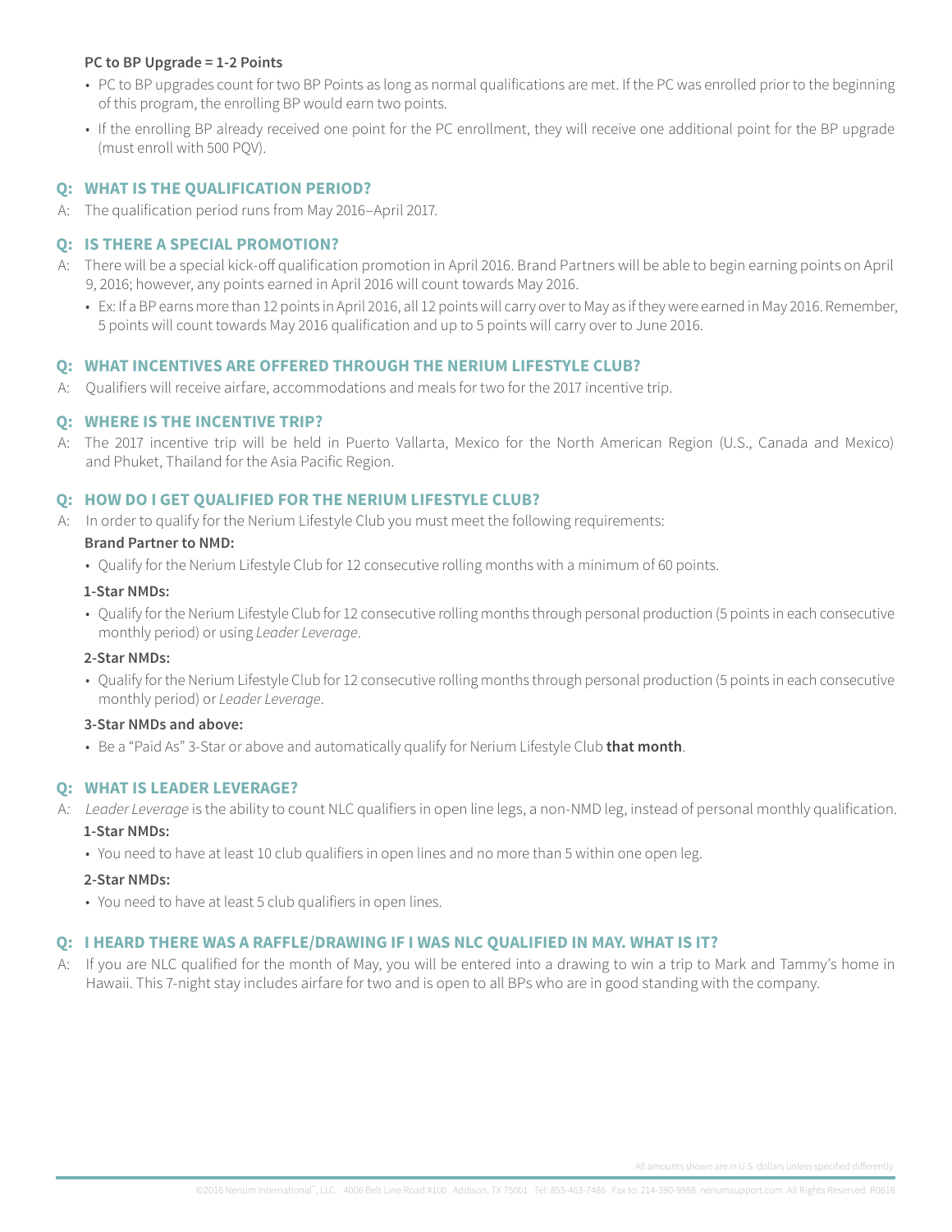**PC to BP Upgrade = 1-2 Points**

- PC to BP upgrades count for two BP Points as long as normal qualifications are met. If the PC was enrolled prior to the beginning of this program, the enrolling BP would earn two points.
- If the enrolling BP already received one point for the PC enrollment, they will receive one additional point for the BP upgrade (must enroll with 500 PQV).

## Q: WHAT IS THE QUALIFICATION PERIOD?

A: The qualification period runs from May 2016–April 2017.

## Q: IS THERE A SPECIAL PROMOTION?

A: There will be a special kick-off qualification promotion in April 2016. Brand Partners will be able to begin earning points on April 9, 2016; however, any points earned in April 2016 will count towards May 2016.

- Ex: If a BP earns more than 12 points in April 2016, all 12 points will carry over to May as if they were earned in May 2016. Remember, 5 points will count towards May 2016 qualification and up to 5 points will carry over to June 2016.

## Q: WHAT INCENTIVES ARE OFFERED THROUGH THE NERIUM LIFESTYLE CLUB?

A: Qualifiers will receive airfare, accommodations and meals for two for the 2017 incentive trip.

## Q: WHERE IS THE INCENTIVE TRIP?

A: The 2017 incentive trip will be held in Puerto Vallarta, Mexico for the North American Region (U.S., Canada and Mexico) and Phuket, Thailand for the Asia Pacific Region.

## Q: HOW DO I GET QUALIFIED FOR THE NERIUM LIFESTYLE CLUB?

A: In order to qualify for the Nerium Lifestyle Club you must meet the following requirements:

**Brand Partner to NMD:**

- Qualify for the Nerium Lifestyle Club for 12 consecutive rolling months with a minimum of 60 points.

**1-Star NMDs:**

- Qualify for the Nerium Lifestyle Club for 12 consecutive rolling months through personal production (5 points in each consecutive monthly period) or using *Leader Leverage*.

**2-Star NMDs:**

- Qualify for the Nerium Lifestyle Club for 12 consecutive rolling months through personal production (5 points in each consecutive monthly period) or *Leader Leverage*.

**3-Star NMDs and above:**

- Be a "Paid As" 3-Star or above and automatically qualify for Nerium Lifestyle Club **that month**.

## Q: WHAT IS LEADER LEVERAGE?

A: *Leader Leverage* is the ability to count NLC qualifiers in open line legs, a non-NMD leg, instead of personal monthly qualification.

**1-Star NMDs:**

- You need to have at least 10 club qualifiers in open lines and no more than 5 within one open leg.

**2-Star NMDs:**

- You need to have at least 5 club qualifiers in open lines.

## Q: I HEARD THERE WAS A RAFFLE/DRAWING IF I WAS NLC QUALIFIED IN MAY. WHAT IS IT?

A: If you are NLC qualified for the month of May, you will be entered into a drawing to win a trip to Mark and Tammy's home in Hawaii. This 7-night stay includes airfare for two and is open to all BPs who are in good standing with the company.

All amounts shown are in U.S. dollars unless specified differently.

©2016 Nerium International™, LLC. 4006 Belt Line Road #100 Addison, TX 75001 Tel: 855-463-7486 Fax to: 214-390-9988 neriumsupport.com All Rights Reserved. R0616